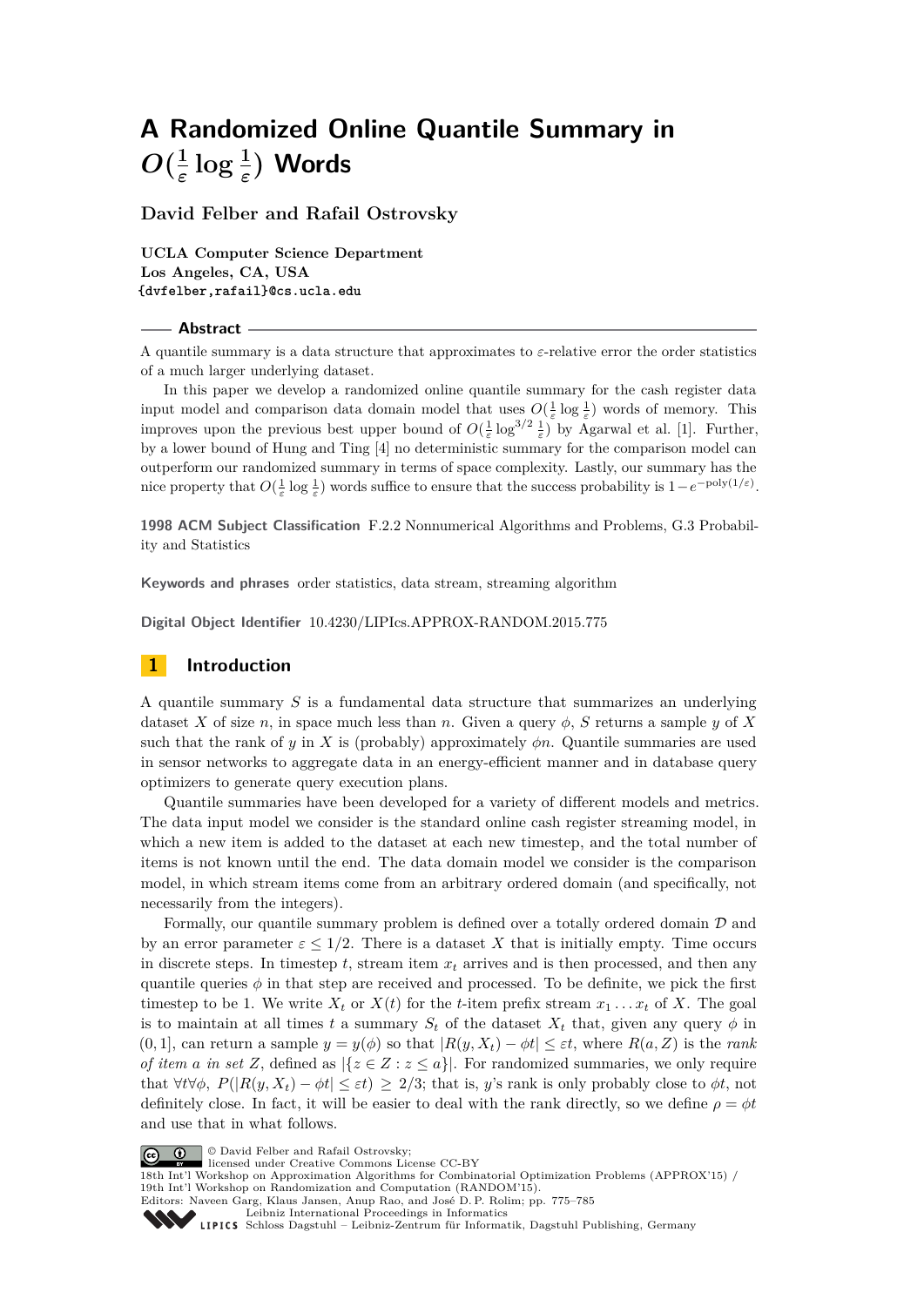# A Randomized Online Quantile Summary in $O(\frac{1}{\varepsilon} \log \frac{1}{\varepsilon})$ Words

**David Felber and Rafail Ostrovsky**

**UCLA Computer Science Department**
**Los Angeles, CA, USA**
**{dvfelber,rafail}@cs.ucla.edu**

## Abstract

A quantile summary is a data structure that approximates to $\varepsilon$-relative error the order statistics of a much larger underlying dataset.

In this paper we develop a randomized online quantile summary for the cash register data input model and comparison data domain model that uses $O(\frac{1}{\varepsilon} \log \frac{1}{\varepsilon})$ words of memory. This improves upon the previous best upper bound of $O(\frac{1}{\varepsilon} \log^{3/2} \frac{1}{\varepsilon})$ by Agarwal et al. [1]. Further, by a lower bound of Hung and Ting [4] no deterministic summary for the comparison model can outperform our randomized summary in terms of space complexity. Lastly, our summary has the nice property that $O(\frac{1}{\varepsilon} \log \frac{1}{\varepsilon})$ words suffice to ensure that the success probability is $1 - e^{-\text{poly}(1/\varepsilon)}$.

**1998 ACM Subject Classification** F.2.2 Nonnumerical Algorithms and Problems, G.3 Probability and Statistics

**Keywords and phrases** order statistics, data stream, streaming algorithm

**Digital Object Identifier** 10.4230/LIPIcs.APPROX-RANDOM.2015.775

## 1 Introduction

A quantile summary $S$ is a fundamental data structure that summarizes an underlying dataset $X$ of size $n$, in space much less than $n$. Given a query $\phi$, $S$ returns a sample $y$ of $X$ such that the rank of $y$ in $X$ is (probably) approximately $\phi n$. Quantile summaries are used in sensor networks to aggregate data in an energy-efficient manner and in database query optimizers to generate query execution plans.

Quantile summaries have been developed for a variety of different models and metrics. The data input model we consider is the standard online cash register streaming model, in which a new item is added to the dataset at each new timestep, and the total number of items is not known until the end. The data domain model we consider is the comparison model, in which stream items come from an arbitrary ordered domain (and specifically, not necessarily from the integers).

Formally, our quantile summary problem is defined over a totally ordered domain $\mathcal{D}$ and by an error parameter $\varepsilon \leq 1/2$. There is a dataset $X$ that is initially empty. Time occurs in discrete steps. In timestep $t$, stream item $x_t$ arrives and is then processed, and then any quantile queries $\phi$ in that step are received and processed. To be definite, we pick the first timestep to be 1. We write $X_t$ or $X(t)$ for the $t$-item prefix stream $x_1 \dots x_t$ of $X$. The goal is to maintain at all times $t$ a summary $S_t$ of the dataset $X_t$ that, given any query $\phi$ in $(0, 1]$, can return a sample $y = y(\phi)$ so that $|R(y, X_t) - \phi t| \leq \varepsilon t$, where $R(a, Z)$ is the *rank of item $a$ in set $Z$*, defined as $|\{z \in Z : z \leq a\}|$. For randomized summaries, we only require that $\forall t \forall \phi$, $P(|R(y, X_t) - \phi t| \leq \varepsilon t) \geq 2/3$; that is, $y$'s rank is only probably close to $\phi t$, not definitely close. In fact, it will be easier to deal with the rank directly, so we define $\rho = \phi t$ and use that in what follows.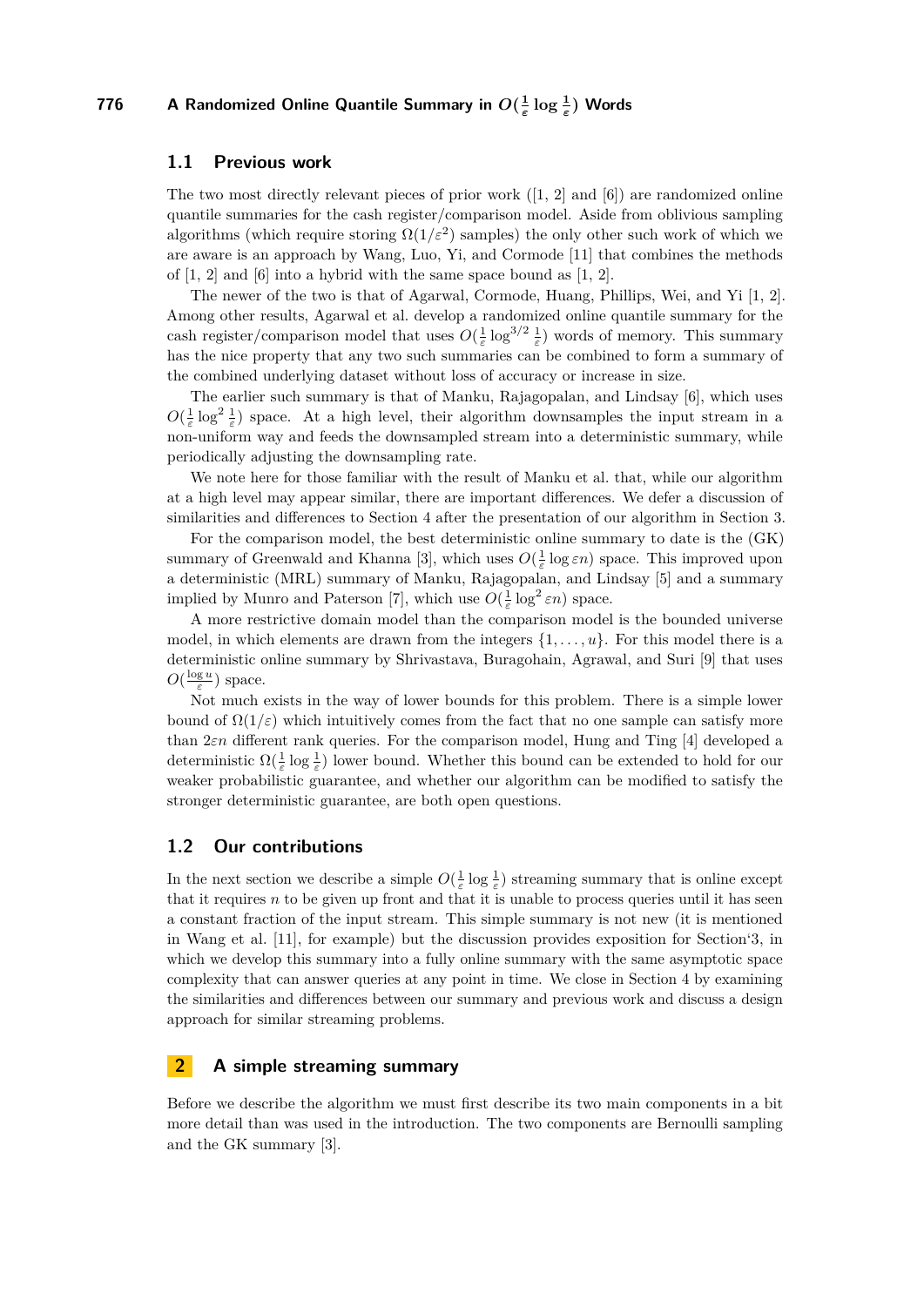## 1.1 Previous work

The two most directly relevant pieces of prior work ([1, 2] and [6]) are randomized online quantile summaries for the cash register/comparison model. Aside from oblivious sampling algorithms (which require storing $\Omega(1/\varepsilon^2)$ samples) the only other such work of which we are aware is an approach by Wang, Luo, Yi, and Cormode [11] that combines the methods of [1, 2] and [6] into a hybrid with the same space bound as [1, 2].

The newer of the two is that of Agarwal, Cormode, Huang, Phillips, Wei, and Yi [1, 2]. Among other results, Agarwal et al. develop a randomized online quantile summary for the cash register/comparison model that uses $O(\frac{1}{\varepsilon}\log^{3/2}\frac{1}{\varepsilon})$ words of memory. This summary has the nice property that any two such summaries can be combined to form a summary of the combined underlying dataset without loss of accuracy or increase in size.

The earlier such summary is that of Manku, Rajagopalan, and Lindsay [6], which uses $O(\frac{1}{\varepsilon}\log^2\frac{1}{\varepsilon})$ space. At a high level, their algorithm downsamples the input stream in a non-uniform way and feeds the downsampled stream into a deterministic summary, while periodically adjusting the downsampling rate.

We note here for those familiar with the result of Manku et al. that, while our algorithm at a high level may appear similar, there are important differences. We defer a discussion of similarities and differences to Section 4 after the presentation of our algorithm in Section 3.

For the comparison model, the best deterministic online summary to date is the (GK) summary of Greenwald and Khanna [3], which uses $O(\frac{1}{\varepsilon}\log\varepsilon n)$ space. This improved upon a deterministic (MRL) summary of Manku, Rajagopalan, and Lindsay [5] and a summary implied by Munro and Paterson [7], which use $O(\frac{1}{\varepsilon}\log^2\varepsilon n)$ space.

A more restrictive domain model than the comparison model is the bounded universe model, in which elements are drawn from the integers $\{1,\ldots,u\}$. For this model there is a deterministic online summary by Shrivastava, Buragohain, Agrawal, and Suri [9] that uses $O(\frac{\log u}{\varepsilon})$ space.

Not much exists in the way of lower bounds for this problem. There is a simple lower bound of $\Omega(1/\varepsilon)$ which intuitively comes from the fact that no one sample can satisfy more than $2\varepsilon n$ different rank queries. For the comparison model, Hung and Ting [4] developed a deterministic $\Omega(\frac{1}{\varepsilon}\log\frac{1}{\varepsilon})$ lower bound. Whether this bound can be extended to hold for our weaker probabilistic guarantee, and whether our algorithm can be modified to satisfy the stronger deterministic guarantee, are both open questions.

## 1.2 Our contributions

In the next section we describe a simple $O(\frac{1}{\varepsilon}\log\frac{1}{\varepsilon})$ streaming summary that is online except that it requires $n$ to be given up front and that it is unable to process queries until it has seen a constant fraction of the input stream. This simple summary is not new (it is mentioned in Wang et al. [11], for example) but the discussion provides exposition for Section‘3, in which we develop this summary into a fully online summary with the same asymptotic space complexity that can answer queries at any point in time. We close in Section 4 by examining the similarities and differences between our summary and previous work and discuss a design approach for similar streaming problems.

# 2 A simple streaming summary

Before we describe the algorithm we must first describe its two main components in a bit more detail than was used in the introduction. The two components are Bernoulli sampling and the GK summary [3].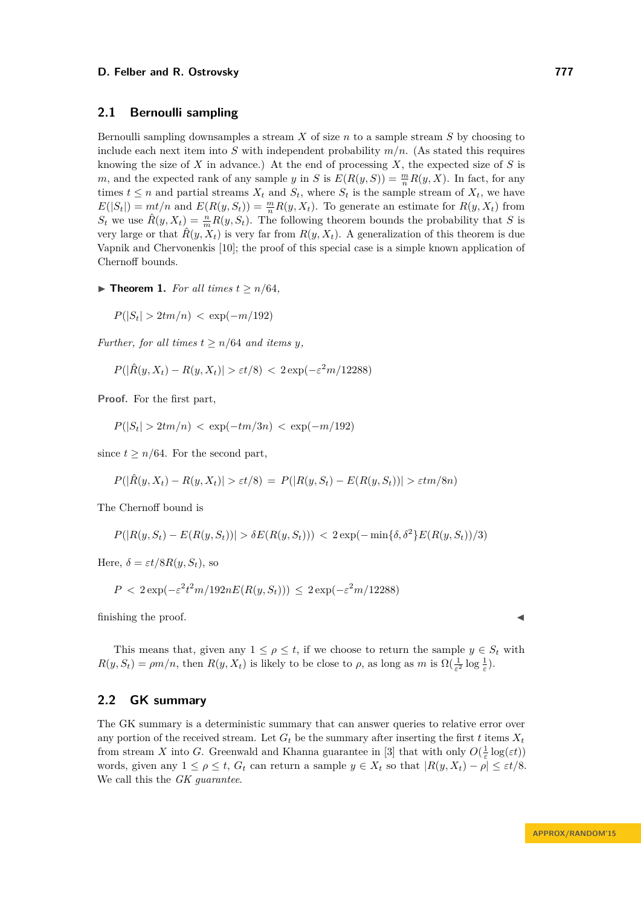## 2.1 Bernoulli sampling

Bernoulli sampling downsamples a stream $X$ of size $n$ to a sample stream $S$ by choosing to include each next item into $S$ with independent probability $m/n$. (As stated this requires knowing the size of $X$ in advance.) At the end of processing $X$, the expected size of $S$ is $m$, and the expected rank of any sample $y$ in $S$ is $E(R(y, S)) = \frac{m}{n}R(y, X)$. In fact, for any times $t \leq n$ and partial streams $X_t$ and $S_t$, where $S_t$ is the sample stream of $X_t$, we have $E(|S_t|) = mt/n$ and $E(R(y, S_t)) = \frac{m}{n}R(y, X_t)$. To generate an estimate for $R(y, X_t)$ from $S_t$ we use $\hat{R}(y, X_t) = \frac{n}{m}R(y, S_t)$. The following theorem bounds the probability that $S$ is very large or that $\hat{R}(y, X_t)$ is very far from $R(y, X_t)$. A generalization of this theorem is due Vapnik and Chervonenkis [10]; the proof of this special case is a simple known application of Chernoff bounds.

▶ **Theorem 1.** *For all times $t \geq n/64$,*

$$P(|S_t| > 2tm/n) < \exp(-m/192)$$

*Further, for all times $t \geq n/64$ and items $y$,*

$$P(|\hat{R}(y, X_t) - R(y, X_t)| > \varepsilon t/8) < 2\exp(-\varepsilon^2 m/12288)$$

**Proof.** For the first part,

$$P(|S_t| > 2tm/n) < \exp(-tm/3n) < \exp(-m/192)$$

since $t \geq n/64$. For the second part,

$$P(|\hat{R}(y, X_t) - R(y, X_t)| > \varepsilon t/8) = P(|R(y, S_t) - E(R(y, S_t))| > \varepsilon tm/8n)$$

The Chernoff bound is

$$P(|R(y, S_t) - E(R(y, S_t))| > \delta E(R(y, S_t))) < 2\exp(-\min\{\delta, \delta^2\}E(R(y, S_t))/3)$$

Here, $\delta = \varepsilon t/8R(y, S_t)$, so

$$P < 2\exp(-\varepsilon^2 t^2 m/192nE(R(y, S_t))) \leq 2\exp(-\varepsilon^2 m/12288)$$

finishing the proof. ◀

This means that, given any $1 \leq \rho \leq t$, if we choose to return the sample $y \in S_t$ with $R(y, S_t) = \rho m/n$, then $R(y, X_t)$ is likely to be close to $\rho$, as long as $m$ is $\Omega(\frac{1}{\varepsilon^2}\log\frac{1}{\varepsilon})$.

## 2.2 GK summary

The GK summary is a deterministic summary that can answer queries to relative error over any portion of the received stream. Let $G_t$ be the summary after inserting the first $t$ items $X_t$ from stream $X$ into $G$. Greenwald and Khanna guarantee in [3] that with only $O(\frac{1}{\varepsilon}\log(\varepsilon t))$ words, given any $1 \leq \rho \leq t$, $G_t$ can return a sample $y \in X_t$ so that $|R(y, X_t) - \rho| \leq \varepsilon t/8$. We call this the *GK guarantee*.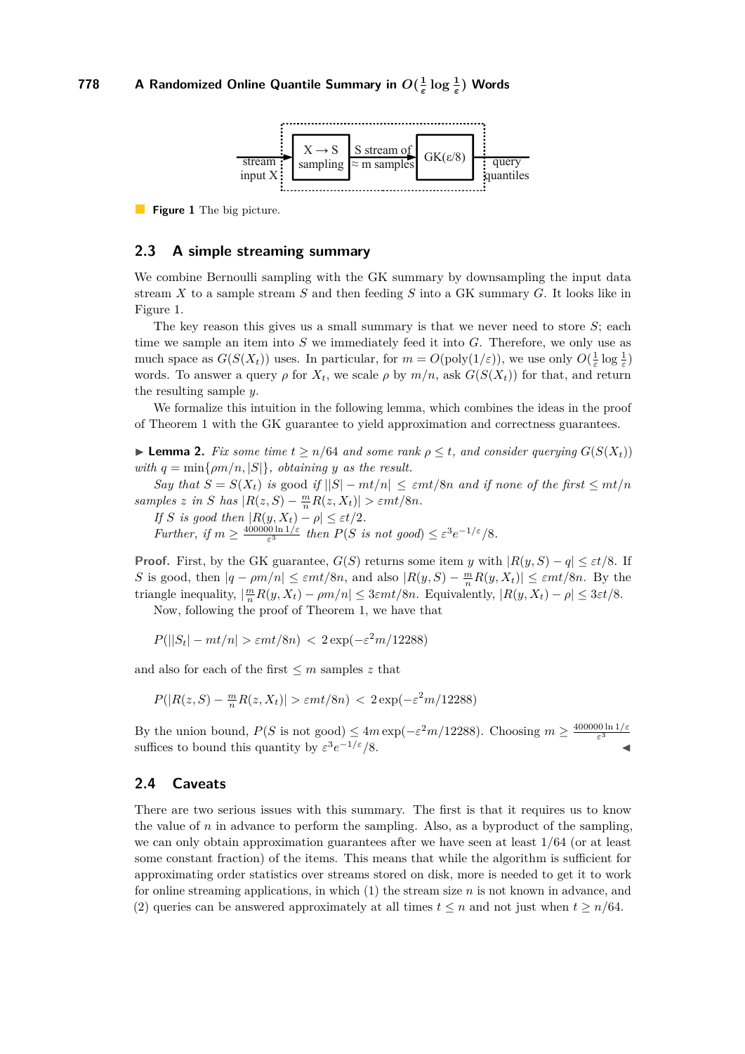stream input X → [X → S sampling] → S stream of ≈ m samples → [GK(ε/8)] → query quantiles

**Figure 1** The big picture.

## 2.3 A simple streaming summary

We combine Bernoulli sampling with the GK summary by downsampling the input data stream $X$ to a sample stream $S$ and then feeding $S$ into a GK summary $G$. It looks like in Figure 1.

The key reason this gives us a small summary is that we never need to store $S$; each time we sample an item into $S$ we immediately feed it into $G$. Therefore, we only use as much space as $G(S(X_t))$ uses. In particular, for $m = O(\text{poly}(1/\varepsilon))$, we use only $O(\frac{1}{\varepsilon}\log\frac{1}{\varepsilon})$ words. To answer a query $\rho$ for $X_t$, we scale $\rho$ by $m/n$, ask $G(S(X_t))$ for that, and return the resulting sample $y$.

We formalize this intuition in the following lemma, which combines the ideas in the proof of Theorem 1 with the GK guarantee to yield approximation and correctness guarantees.

▶ **Lemma 2.** *Fix some time $t \geq n/64$ and some rank $\rho \leq t$, and consider querying $G(S(X_t))$ with $q = \min\{\rho m/n, |S|\}$, obtaining $y$ as the result.*

*Say that $S = S(X_t)$ is* good *if $||S| - mt/n| \leq \varepsilon mt/8n$ and if none of the first $\leq mt/n$ samples $z$ in $S$ has $|R(z, S) - \frac{m}{n}R(z, X_t)| > \varepsilon mt/8n$.*

*If $S$ is good then $|R(y, X_t) - \rho| \leq \varepsilon t/2$.*

*Further, if $m \geq \frac{400000 \ln 1/\varepsilon}{\varepsilon^3}$ then $P(S \text{ is not good}) \leq \varepsilon^3 e^{-1/\varepsilon}/8$.*

**Proof.** First, by the GK guarantee, $G(S)$ returns some item $y$ with $|R(y, S) - q| \leq \varepsilon t/8$. If $S$ is good, then $|q - \rho m/n| \leq \varepsilon mt/8n$, and also $|R(y, S) - \frac{m}{n}R(y, X_t)| \leq \varepsilon mt/8n$. By the triangle inequality, $|\frac{m}{n}R(y, X_t) - \rho m/n| \leq 3\varepsilon mt/8n$. Equivalently, $|R(y, X_t) - \rho| \leq 3\varepsilon t/8$.

Now, following the proof of Theorem 1, we have that

$$P(||S_t| - mt/n| > \varepsilon mt/8n) \; < \; 2\exp(-\varepsilon^2 m/12288)$$

and also for each of the first $\leq m$ samples $z$ that

$$P(|R(z, S) - \tfrac{m}{n}R(z, X_t)| > \varepsilon mt/8n) \; < \; 2\exp(-\varepsilon^2 m/12288)$$

By the union bound, $P(S \text{ is not good}) \leq 4m\exp(-\varepsilon^2 m/12288)$. Choosing $m \geq \frac{400000 \ln 1/\varepsilon}{\varepsilon^3}$ suffices to bound this quantity by $\varepsilon^3 e^{-1/\varepsilon}/8$. ◀

## 2.4 Caveats

There are two serious issues with this summary. The first is that it requires us to know the value of $n$ in advance to perform the sampling. Also, as a byproduct of the sampling, we can only obtain approximation guarantees after we have seen at least $1/64$ (or at least some constant fraction) of the items. This means that while the algorithm is sufficient for approximating order statistics over streams stored on disk, more is needed to get it to work for online streaming applications, in which (1) the stream size $n$ is not known in advance, and (2) queries can be answered approximately at all times $t \leq n$ and not just when $t \geq n/64$.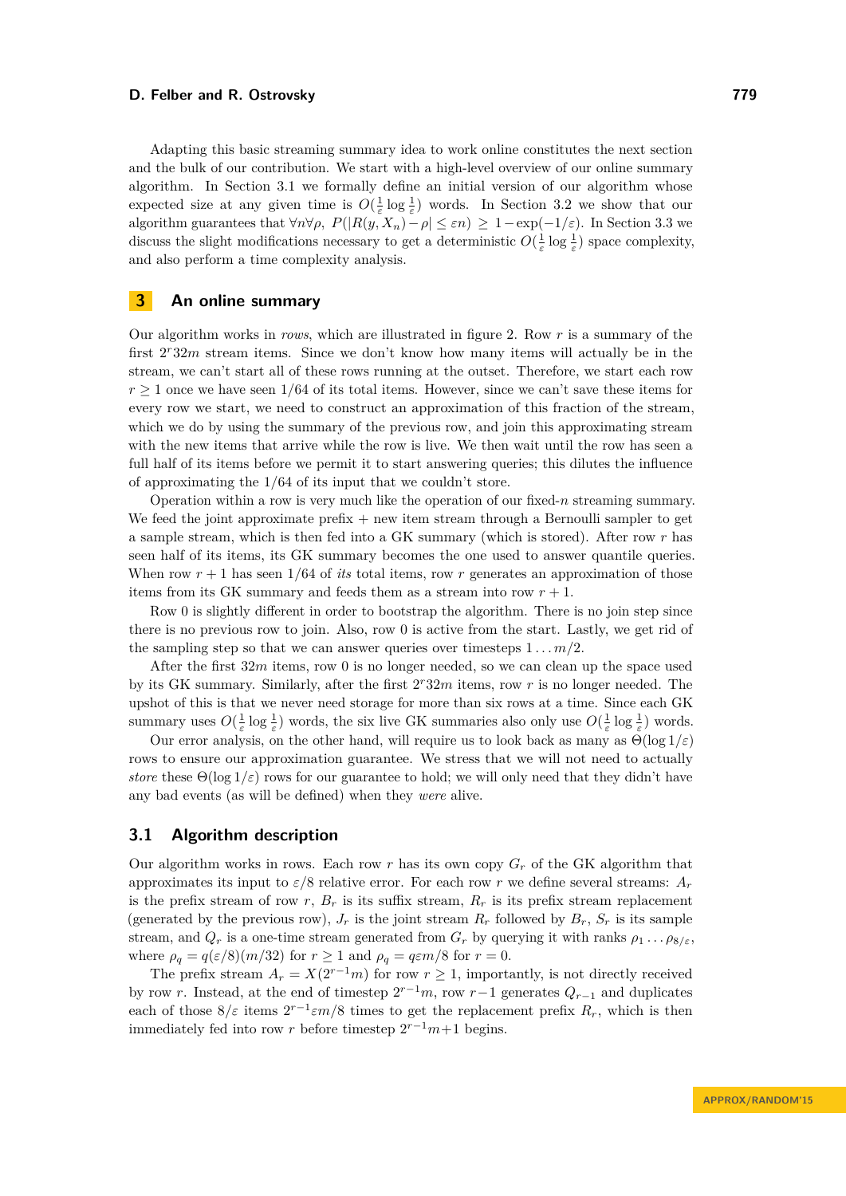Adapting this basic streaming summary idea to work online constitutes the next section and the bulk of our contribution. We start with a high-level overview of our online summary algorithm. In Section 3.1 we formally define an initial version of our algorithm whose expected size at any given time is $O(\frac{1}{\varepsilon}\log\frac{1}{\varepsilon})$ words. In Section 3.2 we show that our algorithm guarantees that $\forall n \forall \rho,\ P(|R(y, X_n) - \rho| \leq \varepsilon n) \geq 1 - \exp(-1/\varepsilon)$. In Section 3.3 we discuss the slight modifications necessary to get a deterministic $O(\frac{1}{\varepsilon}\log\frac{1}{\varepsilon})$ space complexity, and also perform a time complexity analysis.

# 3 An online summary

Our algorithm works in *rows*, which are illustrated in figure 2. Row $r$ is a summary of the first $2^r 32m$ stream items. Since we don't know how many items will actually be in the stream, we can't start all of these rows running at the outset. Therefore, we start each row $r \geq 1$ once we have seen 1/64 of its total items. However, since we can't save these items for every row we start, we need to construct an approximation of this fraction of the stream, which we do by using the summary of the previous row, and join this approximating stream with the new items that arrive while the row is live. We then wait until the row has seen a full half of its items before we permit it to start answering queries; this dilutes the influence of approximating the 1/64 of its input that we couldn't store.

Operation within a row is very much like the operation of our fixed-$n$ streaming summary. We feed the joint approximate prefix + new item stream through a Bernoulli sampler to get a sample stream, which is then fed into a GK summary (which is stored). After row $r$ has seen half of its items, its GK summary becomes the one used to answer quantile queries. When row $r+1$ has seen 1/64 of *its* total items, row $r$ generates an approximation of those items from its GK summary and feeds them as a stream into row $r+1$.

Row 0 is slightly different in order to bootstrap the algorithm. There is no join step since there is no previous row to join. Also, row 0 is active from the start. Lastly, we get rid of the sampling step so that we can answer queries over timesteps $1 \ldots m/2$.

After the first $32m$ items, row 0 is no longer needed, so we can clean up the space used by its GK summary. Similarly, after the first $2^r 32m$ items, row $r$ is no longer needed. The upshot of this is that we never need storage for more than six rows at a time. Since each GK summary uses $O(\frac{1}{\varepsilon}\log\frac{1}{\varepsilon})$ words, the six live GK summaries also only use $O(\frac{1}{\varepsilon}\log\frac{1}{\varepsilon})$ words.

Our error analysis, on the other hand, will require us to look back as many as $\Theta(\log 1/\varepsilon)$ rows to ensure our approximation guarantee. We stress that we will not need to actually *store* these $\Theta(\log 1/\varepsilon)$ rows for our guarantee to hold; we will only need that they didn't have any bad events (as will be defined) when they *were* alive.

## 3.1 Algorithm description

Our algorithm works in rows. Each row $r$ has its own copy $G_r$ of the GK algorithm that approximates its input to $\varepsilon/8$ relative error. For each row $r$ we define several streams: $A_r$ is the prefix stream of row $r$, $B_r$ is its suffix stream, $R_r$ is its prefix stream replacement (generated by the previous row), $J_r$ is the joint stream $R_r$ followed by $B_r$, $S_r$ is its sample stream, and $Q_r$ is a one-time stream generated from $G_r$ by querying it with ranks $\rho_1 \ldots \rho_{8/\varepsilon}$, where $\rho_q = q(\varepsilon/8)(m/32)$ for $r \geq 1$ and $\rho_q = q\varepsilon m/8$ for $r = 0$.

The prefix stream $A_r = X(2^{r-1}m)$ for row $r \geq 1$, importantly, is not directly received by row $r$. Instead, at the end of timestep $2^{r-1}m$, row $r-1$ generates $Q_{r-1}$ and duplicates each of those $8/\varepsilon$ items $2^{r-1}\varepsilon m/8$ times to get the replacement prefix $R_r$, which is then immediately fed into row $r$ before timestep $2^{r-1}m+1$ begins.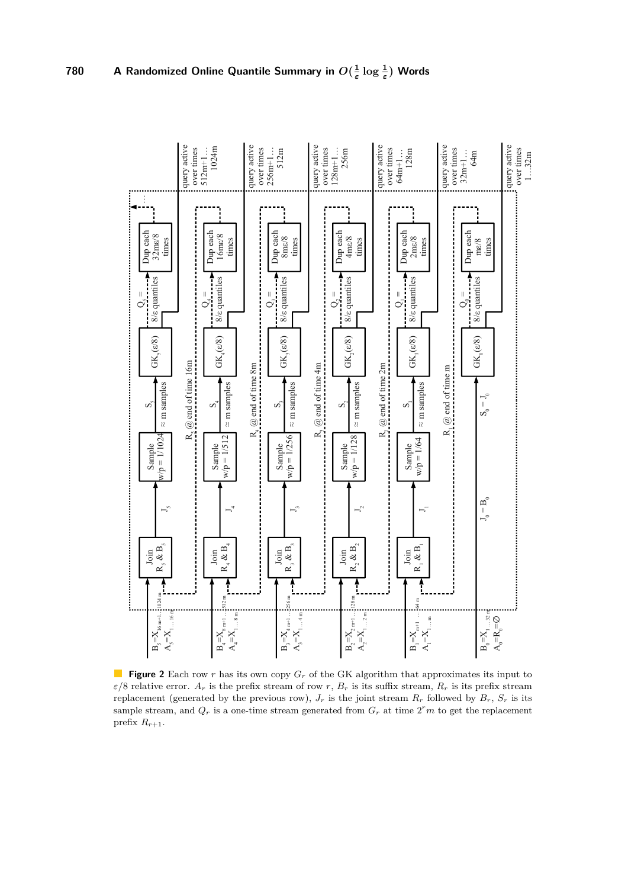**Figure 2** Each row $r$ has its own copy $G_r$ of the GK algorithm that approximates its input to $\varepsilon/8$ relative error. $A_r$ is the prefix stream of row $r$, $B_r$ is its suffix stream, $R_r$ is its prefix stream replacement (generated by the previous row), $J_r$ is the joint stream $R_r$ followed by $B_r$, $S_r$ is its sample stream, and $Q_r$ is a one-time stream generated from $G_r$ at time $2^r m$ to get the replacement prefix $R_{r+1}$.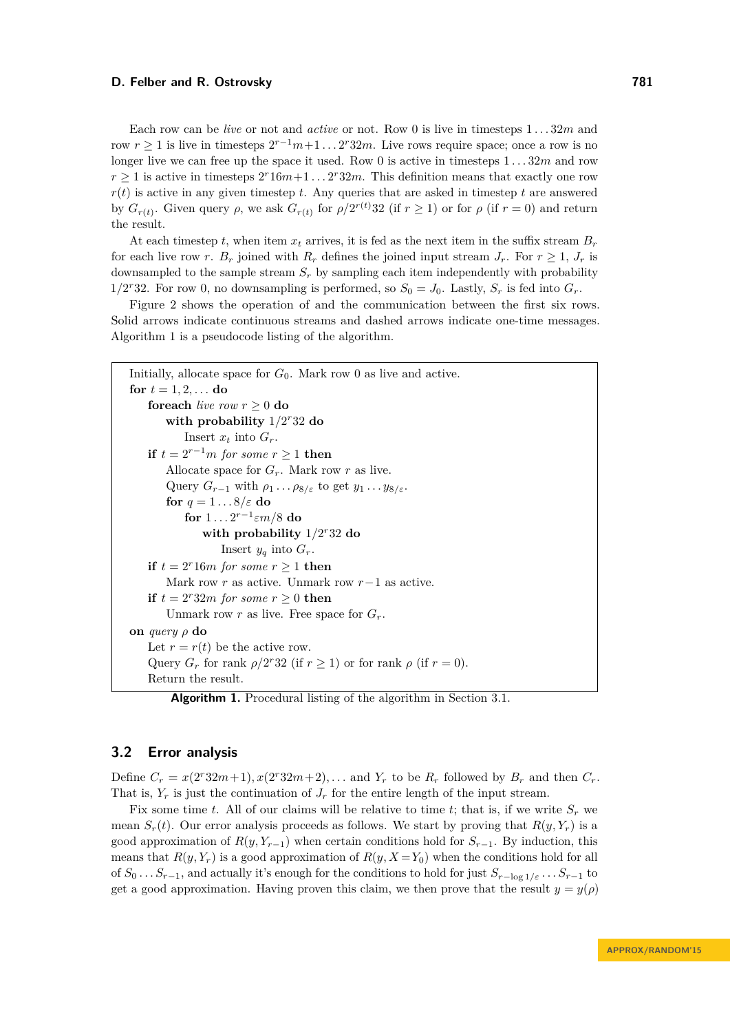Each row can be *live* or not and *active* or not. Row 0 is live in timesteps $1 \ldots 32m$ and row $r \geq 1$ is live in timesteps $2^{r-1}m+1 \ldots 2^r 32m$. Live rows require space; once a row is no longer live we can free up the space it used. Row 0 is active in timesteps $1 \ldots 32m$ and row $r \geq 1$ is active in timesteps $2^r 16m+1 \ldots 2^r 32m$. This definition means that exactly one row $r(t)$ is active in any given timestep $t$. Any queries that are asked in timestep $t$ are answered by $G_{r(t)}$. Given query $\rho$, we ask $G_{r(t)}$ for $\rho/2^{r(t)}32$ (if $r \geq 1$) or for $\rho$ (if $r = 0$) and return the result.

At each timestep $t$, when item $x_t$ arrives, it is fed as the next item in the suffix stream $B_r$ for each live row $r$. $B_r$ joined with $R_r$ defines the joined input stream $J_r$. For $r \geq 1$, $J_r$ is downsampled to the sample stream $S_r$ by sampling each item independently with probability $1/2^r 32$. For row 0, no downsampling is performed, so $S_0 = J_0$. Lastly, $S_r$ is fed into $G_r$.

Figure 2 shows the operation of and the communication between the first six rows. Solid arrows indicate continuous streams and dashed arrows indicate one-time messages. Algorithm 1 is a pseudocode listing of the algorithm.

```
Initially, allocate space for G_0. Mark row 0 as live and active.
for t = 1, 2, ... do
    foreach live row r ≥ 0 do
        with probability 1/2^r 32 do
            Insert x_t into G_r.
    if t = 2^{r-1} m for some r ≥ 1 then
        Allocate space for G_r. Mark row r as live.
        Query G_{r-1} with ρ_1 ... ρ_{8/ε} to get y_1 ... y_{8/ε}.
        for q = 1 ... 8/ε do
            for 1 ... 2^{r-1} εm/8 do
                with probability 1/2^r 32 do
                    Insert y_q into G_r.
    if t = 2^r 16m for some r ≥ 1 then
        Mark row r as active. Unmark row r−1 as active.
    if t = 2^r 32m for some r ≥ 0 then
        Unmark row r as live. Free space for G_r.
on query ρ do
    Let r = r(t) be the active row.
    Query G_r for rank ρ/2^r 32 (if r ≥ 1) or for rank ρ (if r = 0).
    Return the result.
```

**Algorithm 1.** Procedural listing of the algorithm in Section 3.1.

## 3.2 Error analysis

Define $C_r = x(2^r 32m+1), x(2^r 32m+2), \ldots$ and $Y_r$ to be $R_r$ followed by $B_r$ and then $C_r$. That is, $Y_r$ is just the continuation of $J_r$ for the entire length of the input stream.

Fix some time $t$. All of our claims will be relative to time $t$; that is, if we write $S_r$ we mean $S_r(t)$. Our error analysis proceeds as follows. We start by proving that $R(y, Y_r)$ is a good approximation of $R(y, Y_{r-1})$ when certain conditions hold for $S_{r-1}$. By induction, this means that $R(y, Y_r)$ is a good approximation of $R(y, X = Y_0)$ when the conditions hold for all of $S_0 \ldots S_{r-1}$, and actually it's enough for the conditions to hold for just $S_{r-\log 1/\varepsilon} \ldots S_{r-1}$ to get a good approximation. Having proven this claim, we then prove that the result $y = y(\rho)$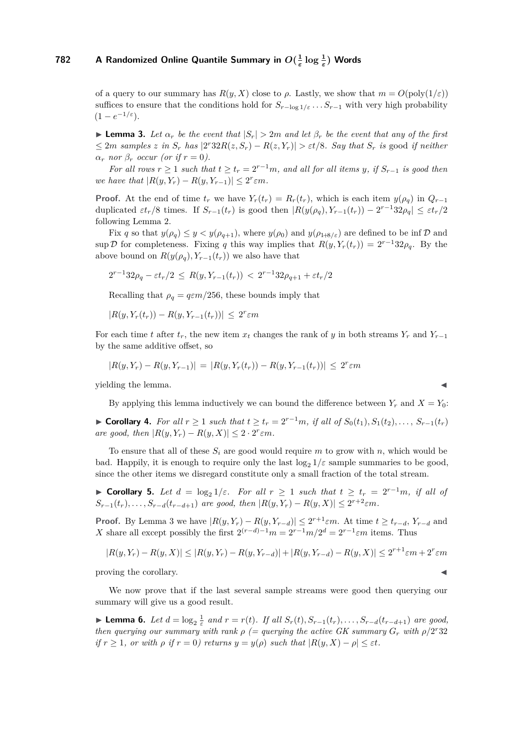of a query to our summary has $R(y, X)$ close to $\rho$. Lastly, we show that $m = O(\text{poly}(1/\varepsilon))$ suffices to ensure that the conditions hold for $S_{r-\log 1/\varepsilon} \ldots S_{r-1}$ with very high probability $(1 - e^{-1/\varepsilon})$.

▶ **Lemma 3.** *Let $\alpha_r$ be the event that $|S_r| > 2m$ and let $\beta_r$ be the event that any of the first $\leq 2m$ samples $z$ in $S_r$ has $|2^r 32 R(z, S_r) - R(z, Y_r)| > \varepsilon t/8$. Say that $S_r$ is* good *if neither $\alpha_r$ nor $\beta_r$ occur (or if $r = 0$).*

*For all rows $r \geq 1$ such that $t \geq t_r = 2^{r-1}m$, and all for all items $y$, if $S_{r-1}$ is good then we have that $|R(y, Y_r) - R(y, Y_{r-1})| \leq 2^r \varepsilon m$.*

**Proof.** At the end of time $t_r$ we have $Y_r(t_r) = R_r(t_r)$, which is each item $y(\rho_q)$ in $Q_{r-1}$ duplicated $\varepsilon t_r/8$ times. If $S_{r-1}(t_r)$ is good then $|R(y(\rho_q), Y_{r-1}(t_r)) - 2^{r-1}32\rho_q| \leq \varepsilon t_r/2$ following Lemma 2.

Fix $q$ so that $y(\rho_q) \leq y < y(\rho_{q+1})$, where $y(\rho_0)$ and $y(\rho_{1+8/\varepsilon})$ are defined to be $\inf \mathcal{D}$ and $\sup \mathcal{D}$ for completeness. Fixing $q$ this way implies that $R(y, Y_r(t_r)) = 2^{r-1}32\rho_q$. By the above bound on $R(y(\rho_q), Y_{r-1}(t_r))$ we also have that

$$2^{r-1}32\rho_q - \varepsilon t_r/2 \;\leq\; R(y, Y_{r-1}(t_r)) \;<\; 2^{r-1}32\rho_{q+1} + \varepsilon t_r/2$$

Recalling that $\rho_q = q\varepsilon m/256$, these bounds imply that

$$|R(y, Y_r(t_r)) - R(y, Y_{r-1}(t_r))| \;\leq\; 2^r \varepsilon m$$

For each time $t$ after $t_r$, the new item $x_t$ changes the rank of $y$ in both streams $Y_r$ and $Y_{r-1}$ by the same additive offset, so

$$|R(y, Y_r) - R(y, Y_{r-1})| \;=\; |R(y, Y_r(t_r)) - R(y, Y_{r-1}(t_r))| \;\leq\; 2^r \varepsilon m$$

yielding the lemma. ◀

By applying this lemma inductively we can bound the difference between $Y_r$ and $X = Y_0$:

▶ **Corollary 4.** *For all $r \geq 1$ such that $t \geq t_r = 2^{r-1}m$, if all of $S_0(t_1), S_1(t_2), \ldots, S_{r-1}(t_r)$ are good, then $|R(y, Y_r) - R(y, X)| \leq 2 \cdot 2^r \varepsilon m$.*

To ensure that all of these $S_i$ are good would require $m$ to grow with $n$, which would be bad. Happily, it is enough to require only the last $\log_2 1/\varepsilon$ sample summaries to be good, since the other items we disregard constitute only a small fraction of the total stream.

▶ **Corollary 5.** *Let $d = \log_2 1/\varepsilon$. For all $r \geq 1$ such that $t \geq t_r = 2^{r-1}m$, if all of $S_{r-1}(t_r), \ldots, S_{r-d}(t_{r-d+1})$ are good, then $|R(y, Y_r) - R(y, X)| \leq 2^{r+2}\varepsilon m$.*

**Proof.** By Lemma 3 we have $|R(y, Y_r) - R(y, Y_{r-d})| \leq 2^{r+1}\varepsilon m$. At time $t \geq t_{r-d}$, $Y_{r-d}$ and $X$ share all except possibly the first $2^{(r-d)-1}m = 2^{r-1}m/2^d = 2^{r-1}\varepsilon m$ items. Thus

$$|R(y, Y_r) - R(y, X)| \leq |R(y, Y_r) - R(y, Y_{r-d})| + |R(y, Y_{r-d}) - R(y, X)| \leq 2^{r+1}\varepsilon m + 2^r \varepsilon m$$

proving the corollary. ◀

We now prove that if the last several sample streams were good then querying our summary will give us a good result.

▶ **Lemma 6.** *Let $d = \log_2 \frac{1}{\varepsilon}$ and $r = r(t)$. If all $S_r(t), S_{r-1}(t_r), \ldots, S_{r-d}(t_{r-d+1})$ are good, then querying our summary with rank $\rho$ (= querying the active GK summary $G_r$ with $\rho/2^r 32$ if $r \geq 1$, or with $\rho$ if $r = 0$) returns $y = y(\rho)$ such that $|R(y, X) - \rho| \leq \varepsilon t$.*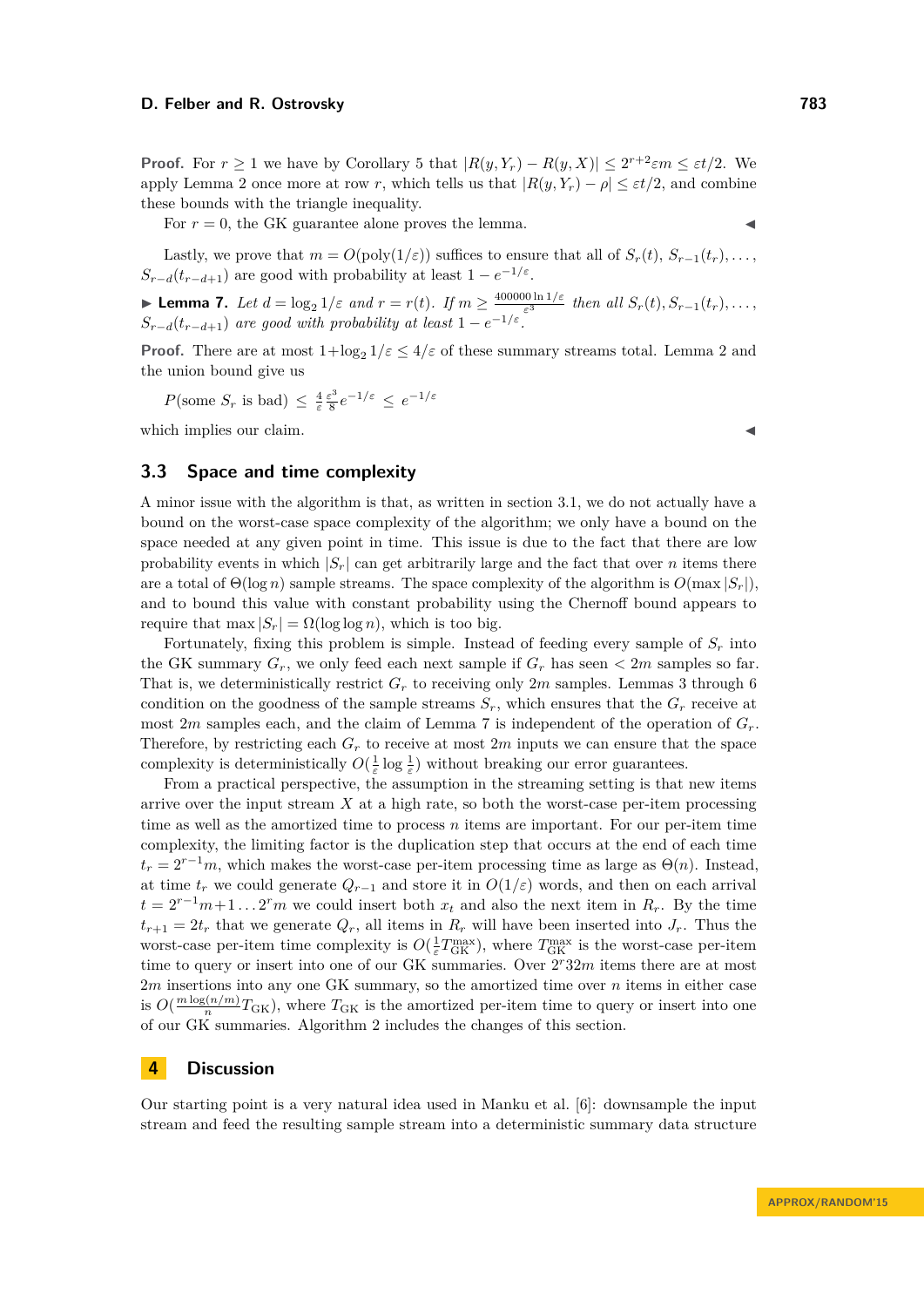**Proof.** For $r \geq 1$ we have by Corollary 5 that $|R(y, Y_r) - R(y, X)| \leq 2^{r+2}\varepsilon m \leq \varepsilon t/2$. We apply Lemma 2 once more at row $r$, which tells us that $|R(y, Y_r) - \rho| \leq \varepsilon t/2$, and combine these bounds with the triangle inequality.

For $r = 0$, the GK guarantee alone proves the lemma. ◀

Lastly, we prove that $m = O(\text{poly}(1/\varepsilon))$ suffices to ensure that all of $S_r(t), S_{r-1}(t_r), \ldots, S_{r-d}(t_{r-d+1})$ are good with probability at least $1 - e^{-1/\varepsilon}$.

▶ **Lemma 7.** *Let $d = \log_2 1/\varepsilon$ and $r = r(t)$. If $m \geq \frac{400000 \ln 1/\varepsilon}{\varepsilon^3}$ then all $S_r(t), S_{r-1}(t_r), \ldots, S_{r-d}(t_{r-d+1})$ are good with probability at least $1 - e^{-1/\varepsilon}$.*

**Proof.** There are at most $1 + \log_2 1/\varepsilon \leq 4/\varepsilon$ of these summary streams total. Lemma 2 and the union bound give us

$$P(\text{some } S_r \text{ is bad}) \leq \frac{4}{\varepsilon}\frac{\varepsilon^3}{8}e^{-1/\varepsilon} \leq e^{-1/\varepsilon}$$

which implies our claim. ◀

## 3.3 Space and time complexity

A minor issue with the algorithm is that, as written in section 3.1, we do not actually have a bound on the worst-case space complexity of the algorithm; we only have a bound on the space needed at any given point in time. This issue is due to the fact that there are low probability events in which $|S_r|$ can get arbitrarily large and the fact that over $n$ items there are a total of $\Theta(\log n)$ sample streams. The space complexity of the algorithm is $O(\max |S_r|)$, and to bound this value with constant probability using the Chernoff bound appears to require that $\max |S_r| = \Omega(\log \log n)$, which is too big.

Fortunately, fixing this problem is simple. Instead of feeding every sample of $S_r$ into the GK summary $G_r$, we only feed each next sample if $G_r$ has seen $< 2m$ samples so far. That is, we deterministically restrict $G_r$ to receiving only $2m$ samples. Lemmas 3 through 6 condition on the goodness of the sample streams $S_r$, which ensures that the $G_r$ receive at most $2m$ samples each, and the claim of Lemma 7 is independent of the operation of $G_r$. Therefore, by restricting each $G_r$ to receive at most $2m$ inputs we can ensure that the space complexity is deterministically $O(\frac{1}{\varepsilon}\log\frac{1}{\varepsilon})$ without breaking our error guarantees.

From a practical perspective, the assumption in the streaming setting is that new items arrive over the input stream $X$ at a high rate, so both the worst-case per-item processing time as well as the amortized time to process $n$ items are important. For our per-item time complexity, the limiting factor is the duplication step that occurs at the end of each time $t_r = 2^{r-1}m$, which makes the worst-case per-item processing time as large as $\Theta(n)$. Instead, at time $t_r$ we could generate $Q_{r-1}$ and store it in $O(1/\varepsilon)$ words, and then on each arrival $t = 2^{r-1}m+1 \ldots 2^r m$ we could insert both $x_t$ and also the next item in $R_r$. By the time $t_{r+1} = 2t_r$ that we generate $Q_r$, all items in $R_r$ will have been inserted into $J_r$. Thus the worst-case per-item time complexity is $O(\frac{1}{\varepsilon}T_{\text{GK}}^{\max})$, where $T_{\text{GK}}^{\max}$ is the worst-case per-item time to query or insert into one of our GK summaries. Over $2^r 32m$ items there are at most $2m$ insertions into any one GK summary, so the amortized time over $n$ items in either case is $O(\frac{m\log(n/m)}{n}T_{\text{GK}})$, where $T_{\text{GK}}$ is the amortized per-item time to query or insert into one of our GK summaries. Algorithm 2 includes the changes of this section.

# 4 Discussion

Our starting point is a very natural idea used in Manku et al. [6]: downsample the input stream and feed the resulting sample stream into a deterministic summary data structure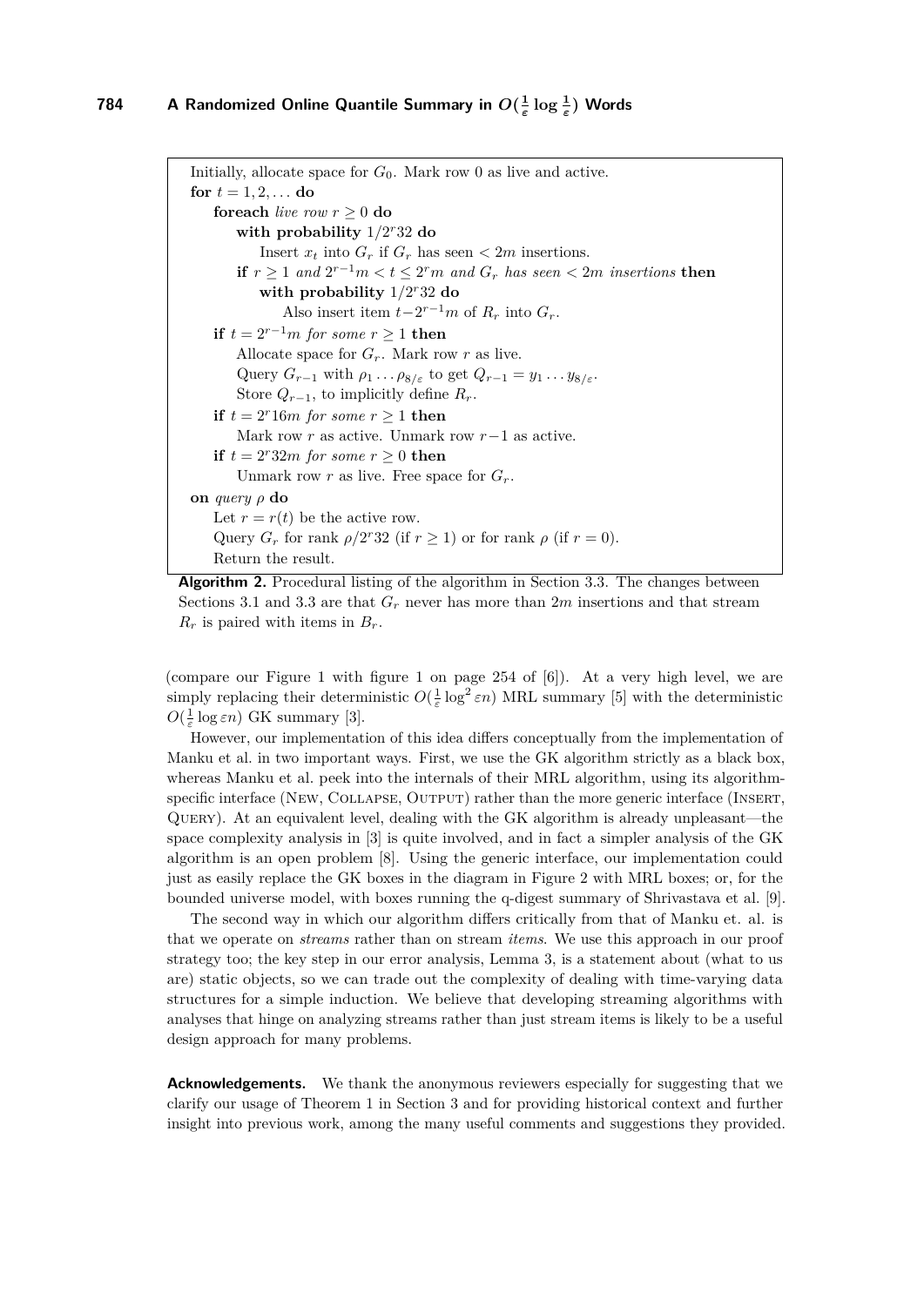```
Initially, allocate space for G_0. Mark row 0 as live and active.
for t = 1, 2, ... do
    foreach live row r ≥ 0 do
        with probability 1/2^r 32 do
            Insert x_t into G_r if G_r has seen < 2m insertions.
        if r ≥ 1 and 2^{r−1}m < t ≤ 2^r m and G_r has seen < 2m insertions then
            with probability 1/2^r 32 do
                Also insert item t−2^{r−1}m of R_r into G_r.
    if t = 2^{r−1}m for some r ≥ 1 then
        Allocate space for G_r. Mark row r as live.
        Query G_{r−1} with ρ_1 ... ρ_{8/ε} to get Q_{r−1} = y_1 ... y_{8/ε}.
        Store Q_{r−1}, to implicitly define R_r.
    if t = 2^r 16m for some r ≥ 1 then
        Mark row r as active. Unmark row r−1 as active.
    if t = 2^r 32m for some r ≥ 0 then
        Unmark row r as live. Free space for G_r.
on query ρ do
    Let r = r(t) be the active row.
    Query G_r for rank ρ/2^r 32 (if r ≥ 1) or for rank ρ (if r = 0).
    Return the result.
```

**Algorithm 2.** Procedural listing of the algorithm in Section 3.3. The changes between Sections 3.1 and 3.3 are that $G_r$ never has more than $2m$ insertions and that stream $R_r$ is paired with items in $B_r$.

(compare our Figure 1 with figure 1 on page 254 of [6]). At a very high level, we are simply replacing their deterministic $O(\frac{1}{\varepsilon}\log^2 \varepsilon n)$ MRL summary [5] with the deterministic $O(\frac{1}{\varepsilon}\log \varepsilon n)$ GK summary [3].

However, our implementation of this idea differs conceptually from the implementation of Manku et al. in two important ways. First, we use the GK algorithm strictly as a black box, whereas Manku et al. peek into the internals of their MRL algorithm, using its algorithm-specific interface (New, Collapse, Output) rather than the more generic interface (Insert, Query). At an equivalent level, dealing with the GK algorithm is already unpleasant—the space complexity analysis in [3] is quite involved, and in fact a simpler analysis of the GK algorithm is an open problem [8]. Using the generic interface, our implementation could just as easily replace the GK boxes in the diagram in Figure 2 with MRL boxes; or, for the bounded universe model, with boxes running the q-digest summary of Shrivastava et al. [9].

The second way in which our algorithm differs critically from that of Manku et. al. is that we operate on *streams* rather than on stream *items*. We use this approach in our proof strategy too; the key step in our error analysis, Lemma 3, is a statement about (what to us are) static objects, so we can trade out the complexity of dealing with time-varying data structures for a simple induction. We believe that developing streaming algorithms with analyses that hinge on analyzing streams rather than just stream items is likely to be a useful design approach for many problems.

**Acknowledgements.** We thank the anonymous reviewers especially for suggesting that we clarify our usage of Theorem 1 in Section 3 and for providing historical context and further insight into previous work, among the many useful comments and suggestions they provided.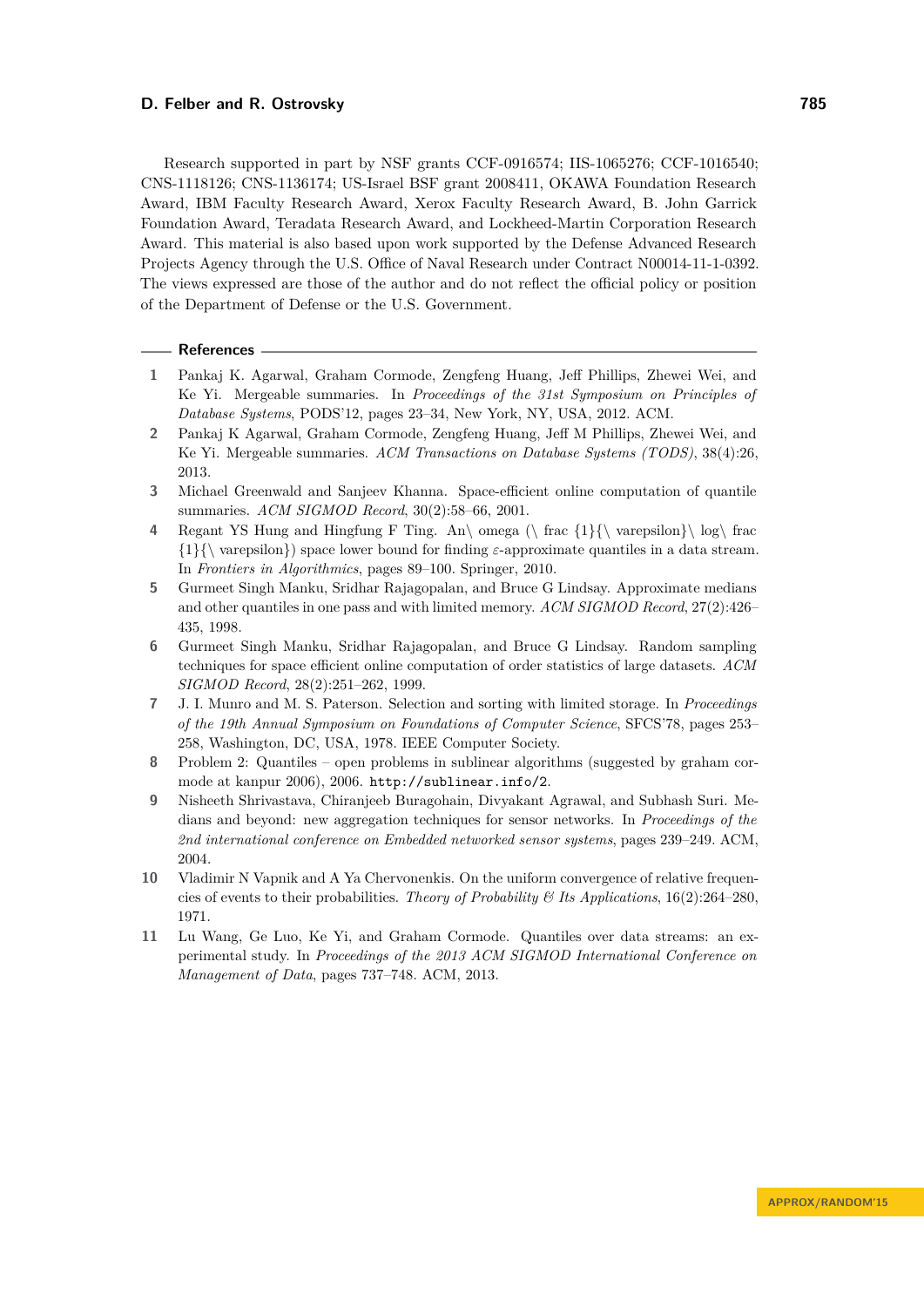Research supported in part by NSF grants CCF-0916574; IIS-1065276; CCF-1016540; CNS-1118126; CNS-1136174; US-Israel BSF grant 2008411, OKAWA Foundation Research Award, IBM Faculty Research Award, Xerox Faculty Research Award, B. John Garrick Foundation Award, Teradata Research Award, and Lockheed-Martin Corporation Research Award. This material is also based upon work supported by the Defense Advanced Research Projects Agency through the U.S. Office of Naval Research under Contract N00014-11-1-0392. The views expressed are those of the author and do not reflect the official policy or position of the Department of Defense or the U.S. Government.

## References

1. Pankaj K. Agarwal, Graham Cormode, Zengfeng Huang, Jeff Phillips, Zhewei Wei, and Ke Yi. Mergeable summaries. In *Proceedings of the 31st Symposium on Principles of Database Systems*, PODS'12, pages 23–34, New York, NY, USA, 2012. ACM.
2. Pankaj K Agarwal, Graham Cormode, Zengfeng Huang, Jeff M Phillips, Zhewei Wei, and Ke Yi. Mergeable summaries. *ACM Transactions on Database Systems (TODS)*, 38(4):26, 2013.
3. Michael Greenwald and Sanjeev Khanna. Space-efficient online computation of quantile summaries. *ACM SIGMOD Record*, 30(2):58–66, 2001.
4. Regant YS Hung and Hingfung F Ting. An\ omega (\ frac {1}{\ varepsilon}\ log\ frac {1}{\ varepsilon}) space lower bound for finding $\varepsilon$-approximate quantiles in a data stream. In *Frontiers in Algorithmics*, pages 89–100. Springer, 2010.
5. Gurmeet Singh Manku, Sridhar Rajagopalan, and Bruce G Lindsay. Approximate medians and other quantiles in one pass and with limited memory. *ACM SIGMOD Record*, 27(2):426–435, 1998.
6. Gurmeet Singh Manku, Sridhar Rajagopalan, and Bruce G Lindsay. Random sampling techniques for space efficient online computation of order statistics of large datasets. *ACM SIGMOD Record*, 28(2):251–262, 1999.
7. J. I. Munro and M. S. Paterson. Selection and sorting with limited storage. In *Proceedings of the 19th Annual Symposium on Foundations of Computer Science*, SFCS'78, pages 253–258, Washington, DC, USA, 1978. IEEE Computer Society.
8. Problem 2: Quantiles – open problems in sublinear algorithms (suggested by graham cormode at kanpur 2006), 2006. `http://sublinear.info/2`.
9. Nisheeth Shrivastava, Chiranjeeb Buragohain, Divyakant Agrawal, and Subhash Suri. Medians and beyond: new aggregation techniques for sensor networks. In *Proceedings of the 2nd international conference on Embedded networked sensor systems*, pages 239–249. ACM, 2004.
10. Vladimir N Vapnik and A Ya Chervonenkis. On the uniform convergence of relative frequencies of events to their probabilities. *Theory of Probability & Its Applications*, 16(2):264–280, 1971.
11. Lu Wang, Ge Luo, Ke Yi, and Graham Cormode. Quantiles over data streams: an experimental study. In *Proceedings of the 2013 ACM SIGMOD International Conference on Management of Data*, pages 737–748. ACM, 2013.